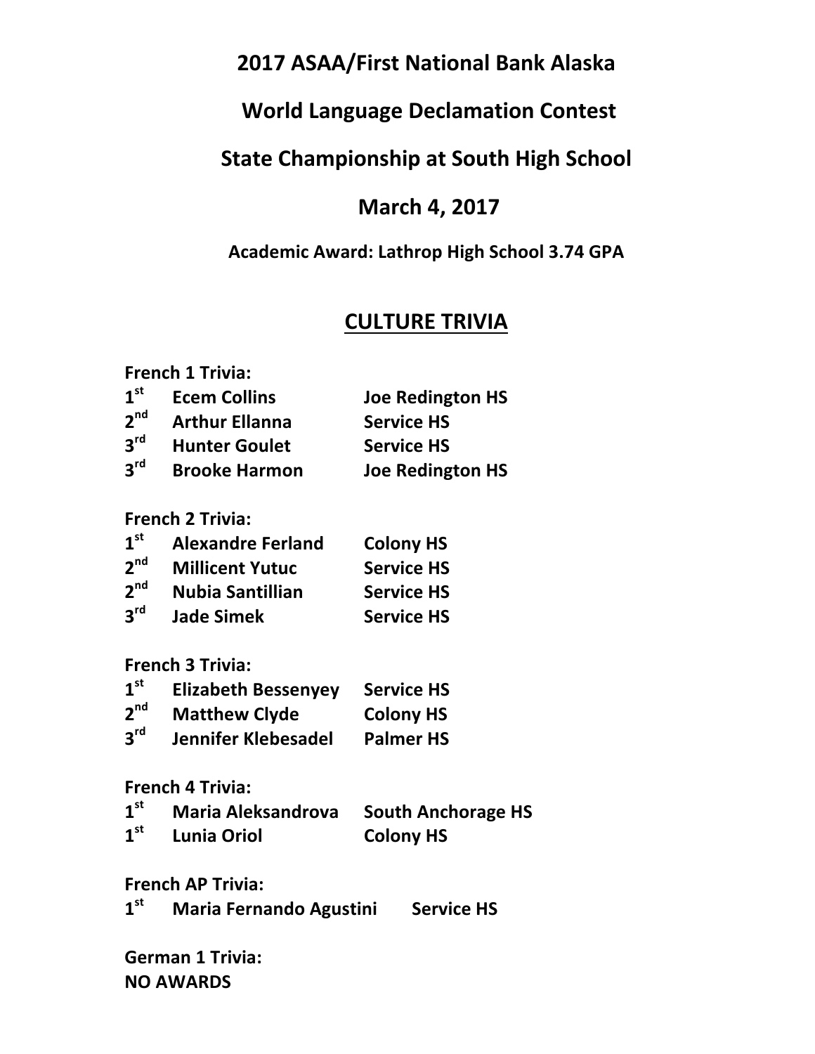# 2017 ASAA/First National Bank Alaska

# World Language Declamation Contest

# State Championship at South High School

# March 4, 2017

**Academic Award: Lathrop High School 3.74 GPA**

## CULTURE TRIVIA

**French 1 Trivia:**

| | | |
|---|---|---|
| 1st | Ecem Collins | Joe Redington HS |
| 2nd | Arthur Ellanna | Service HS |
| 3rd | Hunter Goulet | Service HS |
| 3rd | Brooke Harmon | Joe Redington HS |

**French 2 Trivia:**

| | | |
|---|---|---|
| 1st | Alexandre Ferland | Colony HS |
| 2nd | Millicent Yutuc | Service HS |
| 2nd | Nubia Santillian | Service HS |
| 3rd | Jade Simek | Service HS |

**French 3 Trivia:**

| | | |
|---|---|---|
| 1st | Elizabeth Bessenyey | Service HS |
| 2nd | Matthew Clyde | Colony HS |
| 3rd | Jennifer Klebesadel | Palmer HS |

**French 4 Trivia:**

| | | |
|---|---|---|
| 1st | Maria Aleksandrova | South Anchorage HS |
| 1st | Lunia Oriol | Colony HS |

**French AP Trivia:**

| | | |
|---|---|---|
| 1st | Maria Fernando Agustini | Service HS |

**German 1 Trivia:**
**NO AWARDS**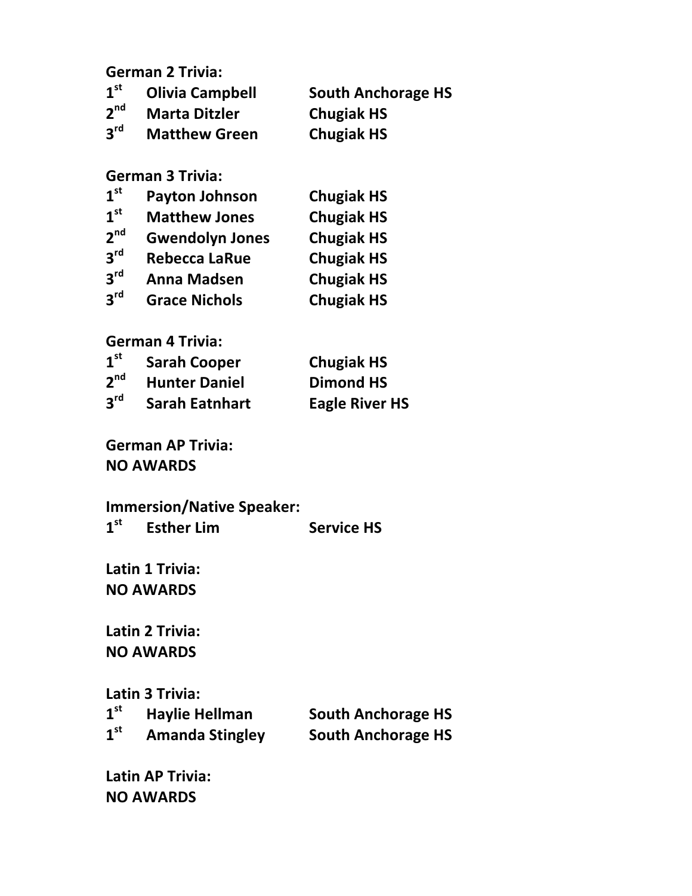**German 2 Trivia:**

| | | |
|---|---|---|
| 1st | Olivia Campbell | South Anchorage HS |
| 2nd | Marta Ditzler | Chugiak HS |
| 3rd | Matthew Green | Chugiak HS |

**German 3 Trivia:**

| | | |
|---|---|---|
| 1st | Payton Johnson | Chugiak HS |
| 1st | Matthew Jones | Chugiak HS |
| 2nd | Gwendolyn Jones | Chugiak HS |
| 3rd | Rebecca LaRue | Chugiak HS |
| 3rd | Anna Madsen | Chugiak HS |
| 3rd | Grace Nichols | Chugiak HS |

**German 4 Trivia:**

| | | |
|---|---|---|
| 1st | Sarah Cooper | Chugiak HS |
| 2nd | Hunter Daniel | Dimond HS |
| 3rd | Sarah Eatnhart | Eagle River HS |

**German AP Trivia:**
**NO AWARDS**

**Immersion/Native Speaker:**

| | | |
|---|---|---|
| 1st | Esther Lim | Service HS |

**Latin 1 Trivia:**
**NO AWARDS**

**Latin 2 Trivia:**
**NO AWARDS**

**Latin 3 Trivia:**

| | | |
|---|---|---|
| 1st | Haylie Hellman | South Anchorage HS |
| 1st | Amanda Stingley | South Anchorage HS |

**Latin AP Trivia:**
**NO AWARDS**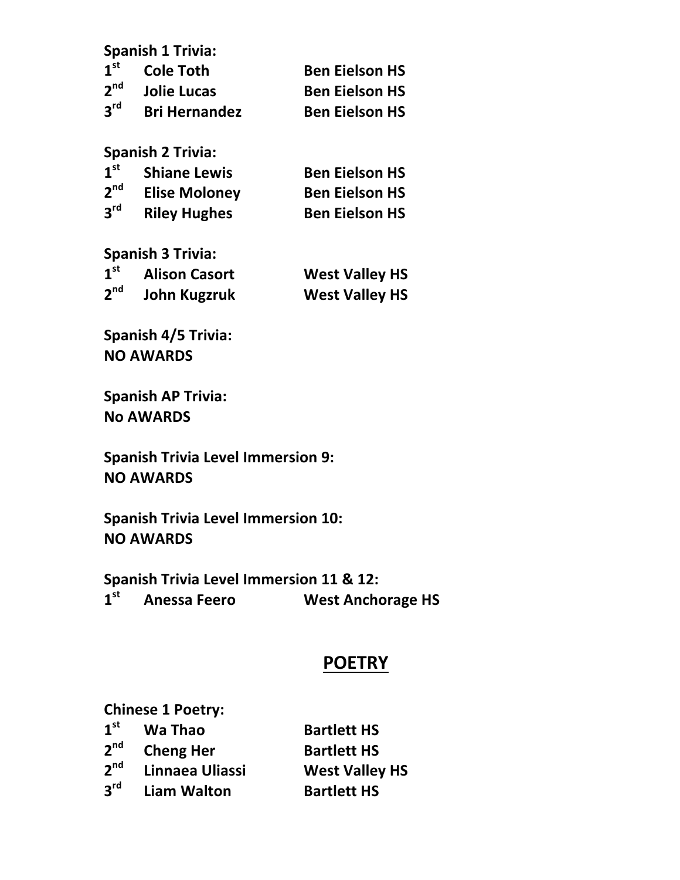**Spanish 1 Trivia:**

| | | |
|---|---|---|
| 1st | Cole Toth | Ben Eielson HS |
| 2nd | Jolie Lucas | Ben Eielson HS |
| 3rd | Bri Hernandez | Ben Eielson HS |

**Spanish 2 Trivia:**

| | | |
|---|---|---|
| 1st | Shiane Lewis | Ben Eielson HS |
| 2nd | Elise Moloney | Ben Eielson HS |
| 3rd | Riley Hughes | Ben Eielson HS |

**Spanish 3 Trivia:**

| | | |
|---|---|---|
| 1st | Alison Casort | West Valley HS |
| 2nd | John Kugzruk | West Valley HS |

**Spanish 4/5 Trivia:**
**NO AWARDS**

**Spanish AP Trivia:**
**No AWARDS**

**Spanish Trivia Level Immersion 9:**
**NO AWARDS**

**Spanish Trivia Level Immersion 10:**
**NO AWARDS**

**Spanish Trivia Level Immersion 11 & 12:**

| | | |
|---|---|---|
| 1st | Anessa Feero | West Anchorage HS |

## POETRY

**Chinese 1 Poetry:**

| | | |
|---|---|---|
| 1st | Wa Thao | Bartlett HS |
| 2nd | Cheng Her | Bartlett HS |
| 2nd | Linnaea Uliassi | West Valley HS |
| 3rd | Liam Walton | Bartlett HS |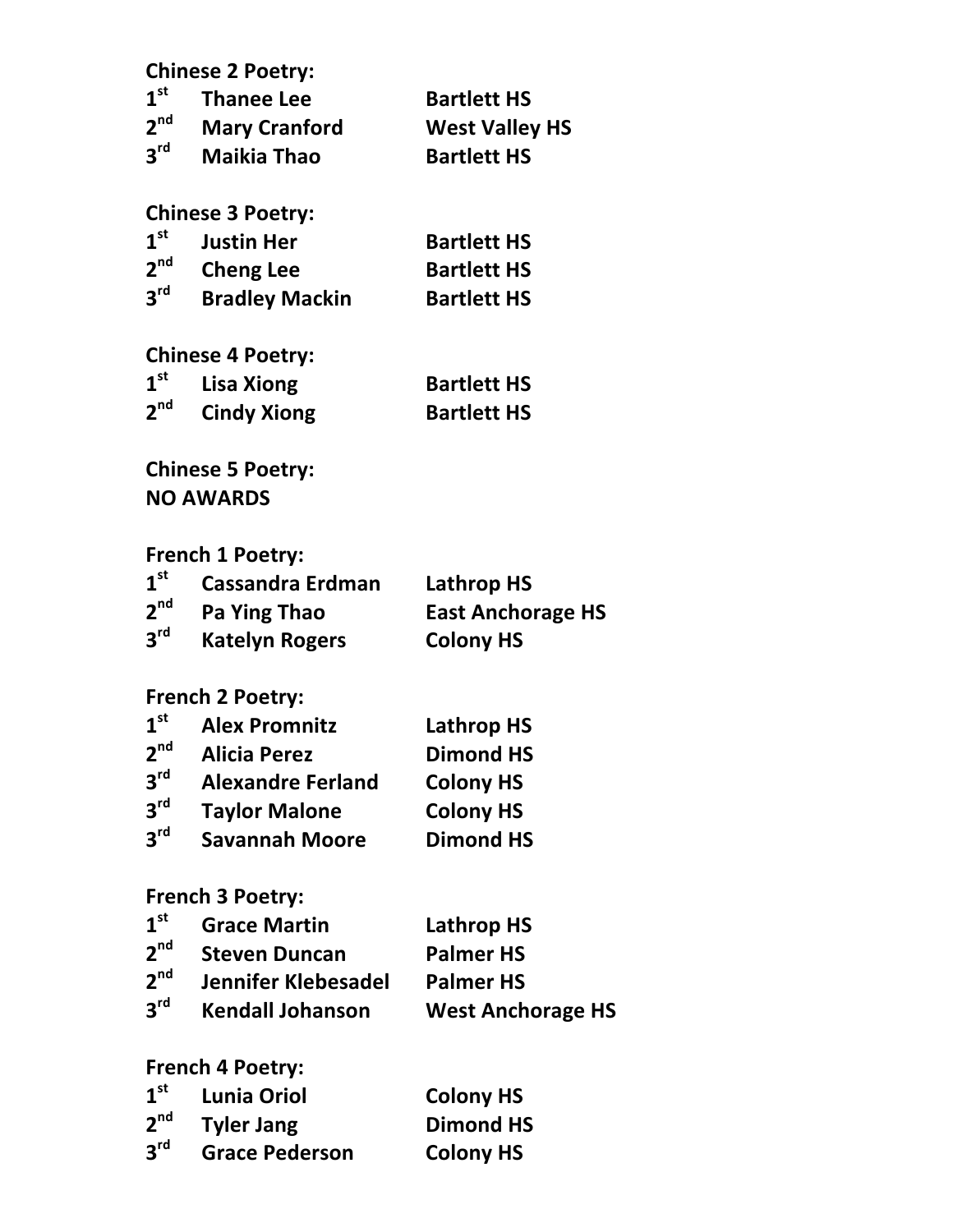**Chinese 2 Poetry:**

| | | |
|---|---|---|
| 1st | Thanee Lee | Bartlett HS |
| 2nd | Mary Cranford | West Valley HS |
| 3rd | Maikia Thao | Bartlett HS |

**Chinese 3 Poetry:**

| | | |
|---|---|---|
| 1st | Justin Her | Bartlett HS |
| 2nd | Cheng Lee | Bartlett HS |
| 3rd | Bradley Mackin | Bartlett HS |

**Chinese 4 Poetry:**

| | | |
|---|---|---|
| 1st | Lisa Xiong | Bartlett HS |
| 2nd | Cindy Xiong | Bartlett HS |

**Chinese 5 Poetry:**
**NO AWARDS**

**French 1 Poetry:**

| | | |
|---|---|---|
| 1st | Cassandra Erdman | Lathrop HS |
| 2nd | Pa Ying Thao | East Anchorage HS |
| 3rd | Katelyn Rogers | Colony HS |

**French 2 Poetry:**

| | | |
|---|---|---|
| 1st | Alex Promnitz | Lathrop HS |
| 2nd | Alicia Perez | Dimond HS |
| 3rd | Alexandre Ferland | Colony HS |
| 3rd | Taylor Malone | Colony HS |
| 3rd | Savannah Moore | Dimond HS |

**French 3 Poetry:**

| | | |
|---|---|---|
| 1st | Grace Martin | Lathrop HS |
| 2nd | Steven Duncan | Palmer HS |
| 2nd | Jennifer Klebesadel | Palmer HS |
| 3rd | Kendall Johanson | West Anchorage HS |

**French 4 Poetry:**

| | | |
|---|---|---|
| 1st | Lunia Oriol | Colony HS |
| 2nd | Tyler Jang | Dimond HS |
| 3rd | Grace Pederson | Colony HS |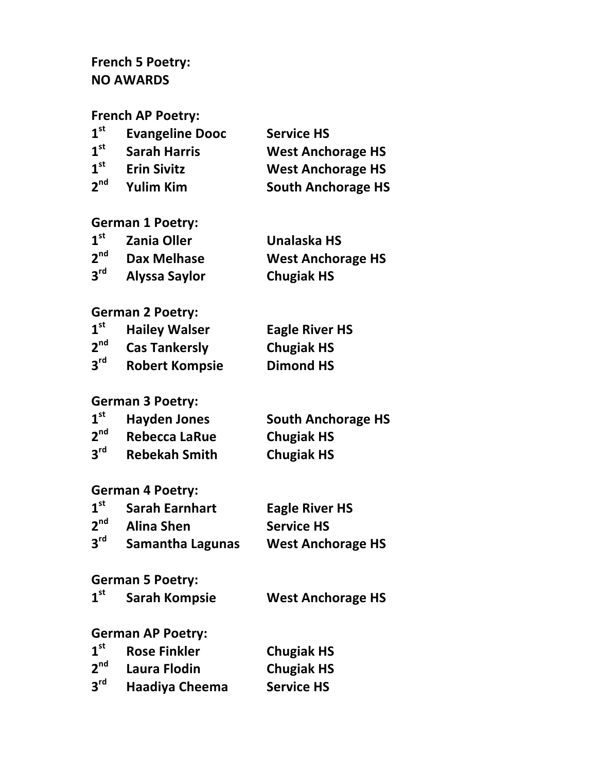**French 5 Poetry:**
**NO AWARDS**

**French AP Poetry:**

| | | |
|---|---|---|
| **1st** | **Evangeline Dooc** | **Service HS** |
| **1st** | **Sarah Harris** | **West Anchorage HS** |
| **1st** | **Erin Sivitz** | **West Anchorage HS** |
| **2nd** | **Yulim Kim** | **South Anchorage HS** |

**German 1 Poetry:**

| | | |
|---|---|---|
| **1st** | **Zania Oller** | **Unalaska HS** |
| **2nd** | **Dax Melhase** | **West Anchorage HS** |
| **3rd** | **Alyssa Saylor** | **Chugiak HS** |

**German 2 Poetry:**

| | | |
|---|---|---|
| **1st** | **Hailey Walser** | **Eagle River HS** |
| **2nd** | **Cas Tankersly** | **Chugiak HS** |
| **3rd** | **Robert Kompsie** | **Dimond HS** |

**German 3 Poetry:**

| | | |
|---|---|---|
| **1st** | **Hayden Jones** | **South Anchorage HS** |
| **2nd** | **Rebecca LaRue** | **Chugiak HS** |
| **3rd** | **Rebekah Smith** | **Chugiak HS** |

**German 4 Poetry:**

| | | |
|---|---|---|
| **1st** | **Sarah Earnhart** | **Eagle River HS** |
| **2nd** | **Alina Shen** | **Service HS** |
| **3rd** | **Samantha Lagunas** | **West Anchorage HS** |

**German 5 Poetry:**

| | | |
|---|---|---|
| **1st** | **Sarah Kompsie** | **West Anchorage HS** |

**German AP Poetry:**

| | | |
|---|---|---|
| **1st** | **Rose Finkler** | **Chugiak HS** |
| **2nd** | **Laura Flodin** | **Chugiak HS** |
| **3rd** | **Haadiya Cheema** | **Service HS** |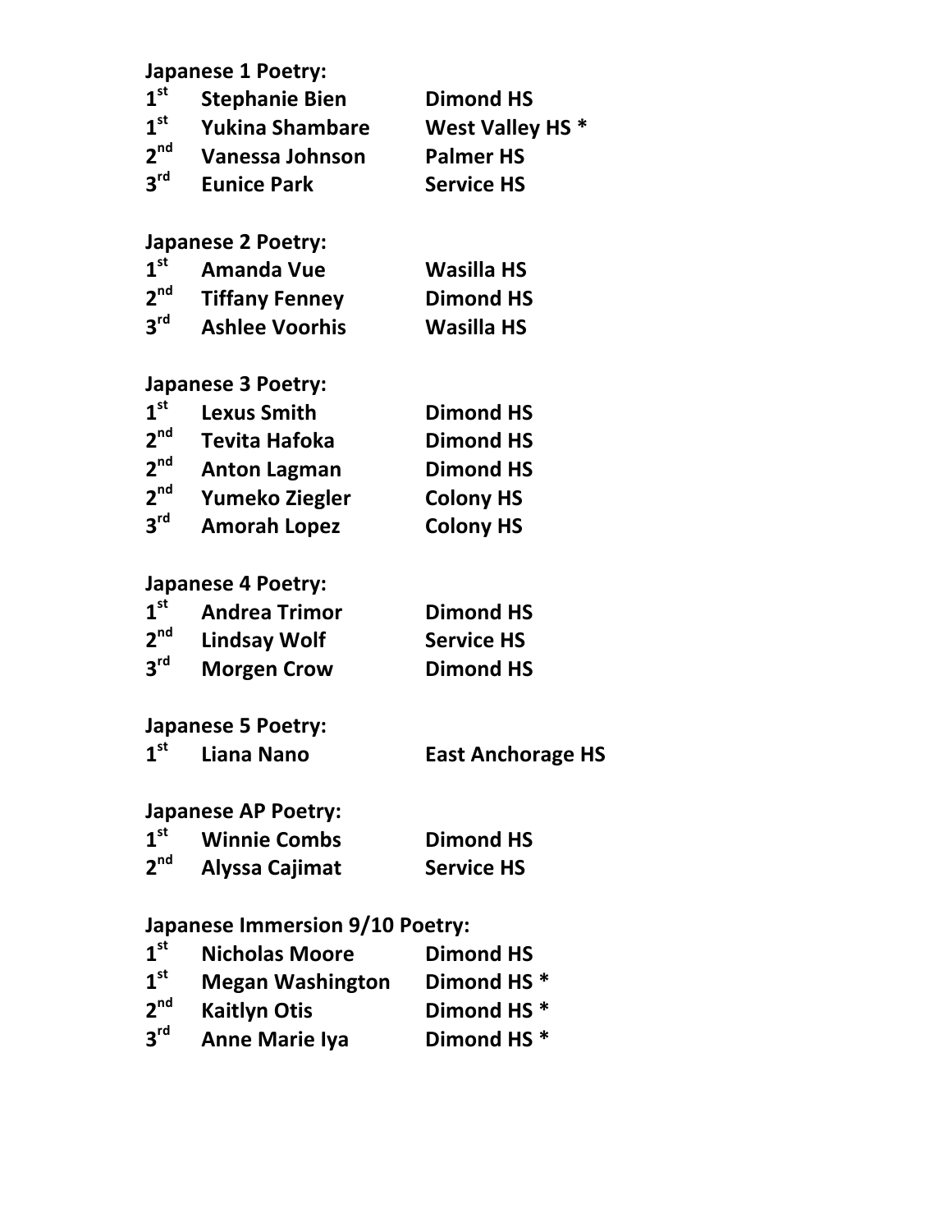**Japanese 1 Poetry:**

| | | |
|---|---|---|
| 1st | Stephanie Bien | Dimond HS |
| 1st | Yukina Shambare | West Valley HS * |
| 2nd | Vanessa Johnson | Palmer HS |
| 3rd | Eunice Park | Service HS |

**Japanese 2 Poetry:**

| | | |
|---|---|---|
| 1st | Amanda Vue | Wasilla HS |
| 2nd | Tiffany Fenney | Dimond HS |
| 3rd | Ashlee Voorhis | Wasilla HS |

**Japanese 3 Poetry:**

| | | |
|---|---|---|
| 1st | Lexus Smith | Dimond HS |
| 2nd | Tevita Hafoka | Dimond HS |
| 2nd | Anton Lagman | Dimond HS |
| 2nd | Yumeko Ziegler | Colony HS |
| 3rd | Amorah Lopez | Colony HS |

**Japanese 4 Poetry:**

| | | |
|---|---|---|
| 1st | Andrea Trimor | Dimond HS |
| 2nd | Lindsay Wolf | Service HS |
| 3rd | Morgen Crow | Dimond HS |

**Japanese 5 Poetry:**

| | | |
|---|---|---|
| 1st | Liana Nano | East Anchorage HS |

**Japanese AP Poetry:**

| | | |
|---|---|---|
| 1st | Winnie Combs | Dimond HS |
| 2nd | Alyssa Cajimat | Service HS |

**Japanese Immersion 9/10 Poetry:**

| | | |
|---|---|---|
| 1st | Nicholas Moore | Dimond HS |
| 1st | Megan Washington | Dimond HS * |
| 2nd | Kaitlyn Otis | Dimond HS * |
| 3rd | Anne Marie Iya | Dimond HS * |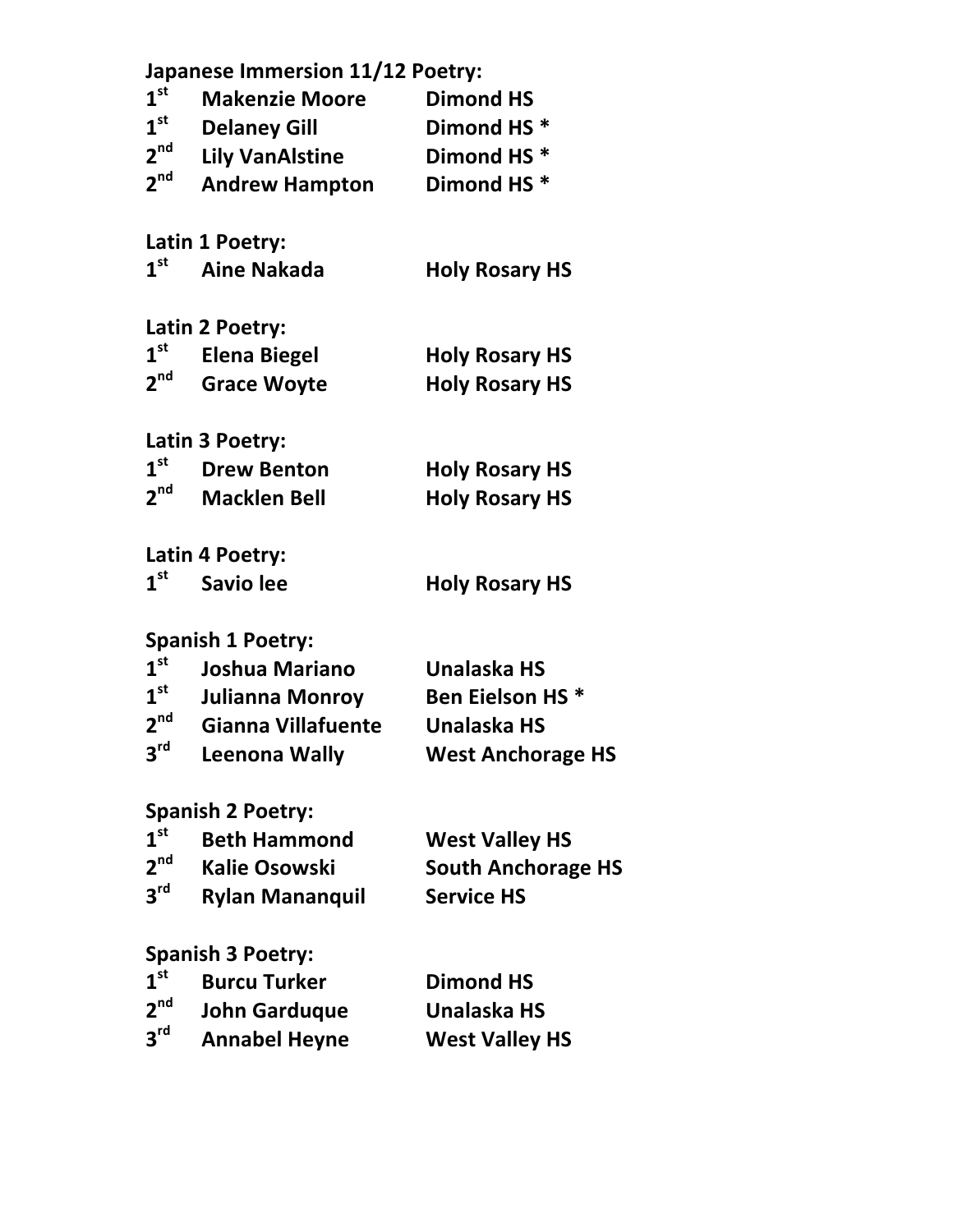**Japanese Immersion 11/12 Poetry:**

| | | |
|---|---|---|
| 1st | Makenzie Moore | Dimond HS |
| 1st | Delaney Gill | Dimond HS * |
| 2nd | Lily VanAlstine | Dimond HS * |
| 2nd | Andrew Hampton | Dimond HS * |

**Latin 1 Poetry:**

| | | |
|---|---|---|
| 1st | Aine Nakada | Holy Rosary HS |

**Latin 2 Poetry:**

| | | |
|---|---|---|
| 1st | Elena Biegel | Holy Rosary HS |
| 2nd | Grace Woyte | Holy Rosary HS |

**Latin 3 Poetry:**

| | | |
|---|---|---|
| 1st | Drew Benton | Holy Rosary HS |
| 2nd | Macklen Bell | Holy Rosary HS |

**Latin 4 Poetry:**

| | | |
|---|---|---|
| 1st | Savio lee | Holy Rosary HS |

**Spanish 1 Poetry:**

| | | |
|---|---|---|
| 1st | Joshua Mariano | Unalaska HS |
| 1st | Julianna Monroy | Ben Eielson HS * |
| 2nd | Gianna Villafuente | Unalaska HS |
| 3rd | Leenona Wally | West Anchorage HS |

**Spanish 2 Poetry:**

| | | |
|---|---|---|
| 1st | Beth Hammond | West Valley HS |
| 2nd | Kalie Osowski | South Anchorage HS |
| 3rd | Rylan Mananquil | Service HS |

**Spanish 3 Poetry:**

| | | |
|---|---|---|
| 1st | Burcu Turker | Dimond HS |
| 2nd | John Garduque | Unalaska HS |
| 3rd | Annabel Heyne | West Valley HS |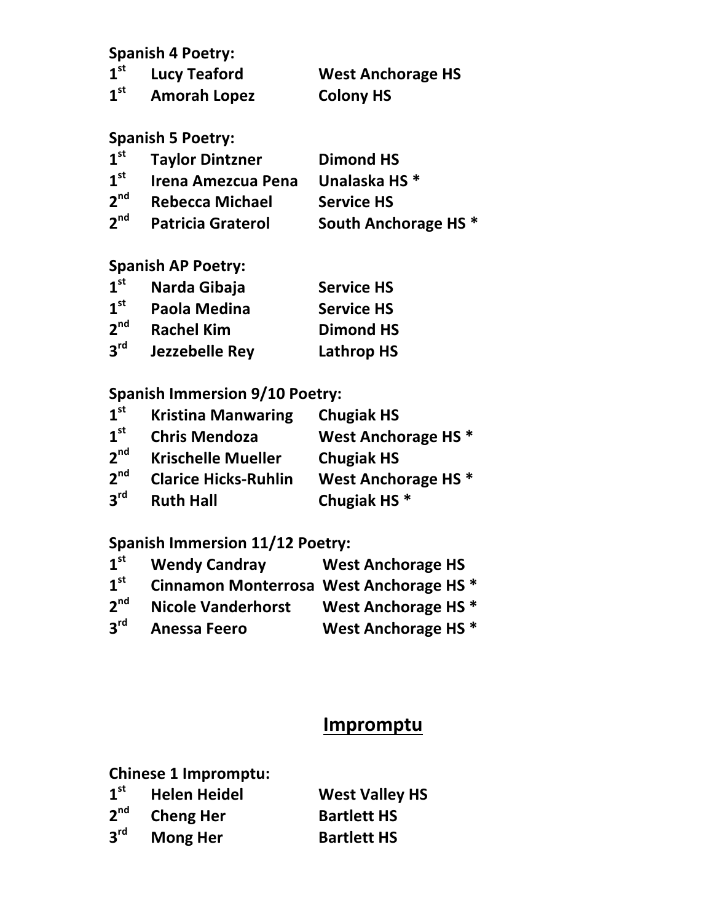**Spanish 4 Poetry:**

| | | |
|---|---|---|
| **1st** | **Lucy Teaford** | **West Anchorage HS** |
| **1st** | **Amorah Lopez** | **Colony HS** |

**Spanish 5 Poetry:**

| | | |
|---|---|---|
| **1st** | **Taylor Dintzner** | **Dimond HS** |
| **1st** | **Irena Amezcua Pena** | **Unalaska HS *** |
| **2nd** | **Rebecca Michael** | **Service HS** |
| **2nd** | **Patricia Graterol** | **South Anchorage HS *** |

**Spanish AP Poetry:**

| | | |
|---|---|---|
| **1st** | **Narda Gibaja** | **Service HS** |
| **1st** | **Paola Medina** | **Service HS** |
| **2nd** | **Rachel Kim** | **Dimond HS** |
| **3rd** | **Jezzebelle Rey** | **Lathrop HS** |

**Spanish Immersion 9/10 Poetry:**

| | | |
|---|---|---|
| **1st** | **Kristina Manwaring** | **Chugiak HS** |
| **1st** | **Chris Mendoza** | **West Anchorage HS *** |
| **2nd** | **Krischelle Mueller** | **Chugiak HS** |
| **2nd** | **Clarice Hicks-Ruhlin** | **West Anchorage HS *** |
| **3rd** | **Ruth Hall** | **Chugiak HS *** |

**Spanish Immersion 11/12 Poetry:**

| | | |
|---|---|---|
| **1st** | **Wendy Candray** | **West Anchorage HS** |
| **1st** | **Cinnamon Monterrosa** | **West Anchorage HS *** |
| **2nd** | **Nicole Vanderhorst** | **West Anchorage HS *** |
| **3rd** | **Anessa Feero** | **West Anchorage HS *** |

## Impromptu

**Chinese 1 Impromptu:**

| | | |
|---|---|---|
| **1st** | **Helen Heidel** | **West Valley HS** |
| **2nd** | **Cheng Her** | **Bartlett HS** |
| **3rd** | **Mong Her** | **Bartlett HS** |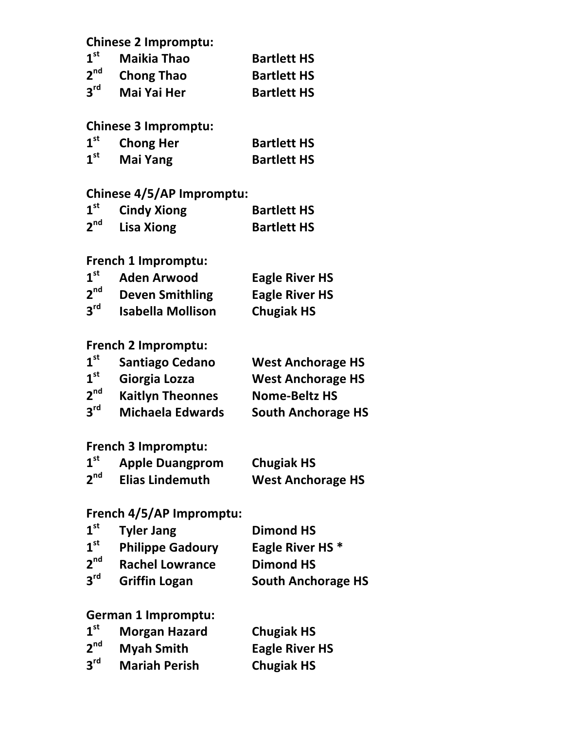**Chinese 2 Impromptu:**

| | | |
|---|---|---|
| 1st | Maikia Thao | Bartlett HS |
| 2nd | Chong Thao | Bartlett HS |
| 3rd | Mai Yai Her | Bartlett HS |

**Chinese 3 Impromptu:**

| | | |
|---|---|---|
| 1st | Chong Her | Bartlett HS |
| 1st | Mai Yang | Bartlett HS |

**Chinese 4/5/AP Impromptu:**

| | | |
|---|---|---|
| 1st | Cindy Xiong | Bartlett HS |
| 2nd | Lisa Xiong | Bartlett HS |

**French 1 Impromptu:**

| | | |
|---|---|---|
| 1st | Aden Arwood | Eagle River HS |
| 2nd | Deven Smithling | Eagle River HS |
| 3rd | Isabella Mollison | Chugiak HS |

**French 2 Impromptu:**

| | | |
|---|---|---|
| 1st | Santiago Cedano | West Anchorage HS |
| 1st | Giorgia Lozza | West Anchorage HS |
| 2nd | Kaitlyn Theonnes | Nome-Beltz HS |
| 3rd | Michaela Edwards | South Anchorage HS |

**French 3 Impromptu:**

| | | |
|---|---|---|
| 1st | Apple Duangprom | Chugiak HS |
| 2nd | Elias Lindemuth | West Anchorage HS |

**French 4/5/AP Impromptu:**

| | | |
|---|---|---|
| 1st | Tyler Jang | Dimond HS |
| 1st | Philippe Gadoury | Eagle River HS * |
| 2nd | Rachel Lowrance | Dimond HS |
| 3rd | Griffin Logan | South Anchorage HS |

**German 1 Impromptu:**

| | | |
|---|---|---|
| 1st | Morgan Hazard | Chugiak HS |
| 2nd | Myah Smith | Eagle River HS |
| 3rd | Mariah Perish | Chugiak HS |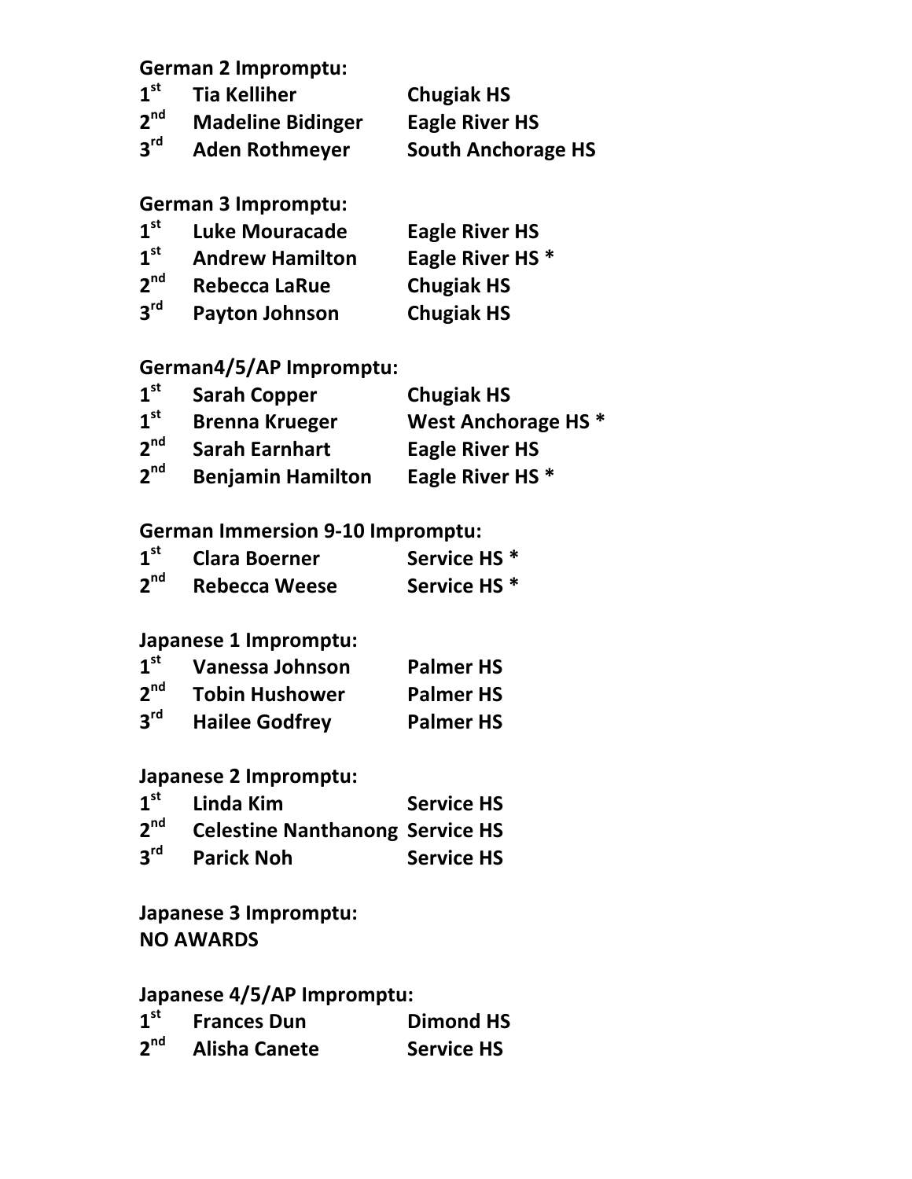**German 2 Impromptu:**

| | | |
|---|---|---|
| 1st | Tia Kelliher | Chugiak HS |
| 2nd | Madeline Bidinger | Eagle River HS |
| 3rd | Aden Rothmeyer | South Anchorage HS |

**German 3 Impromptu:**

| | | |
|---|---|---|
| 1st | Luke Mouracade | Eagle River HS |
| 1st | Andrew Hamilton | Eagle River HS * |
| 2nd | Rebecca LaRue | Chugiak HS |
| 3rd | Payton Johnson | Chugiak HS |

**German4/5/AP Impromptu:**

| | | |
|---|---|---|
| 1st | Sarah Copper | Chugiak HS |
| 1st | Brenna Krueger | West Anchorage HS * |
| 2nd | Sarah Earnhart | Eagle River HS |
| 2nd | Benjamin Hamilton | Eagle River HS * |

**German Immersion 9-10 Impromptu:**

| | | |
|---|---|---|
| 1st | Clara Boerner | Service HS * |
| 2nd | Rebecca Weese | Service HS * |

**Japanese 1 Impromptu:**

| | | |
|---|---|---|
| 1st | Vanessa Johnson | Palmer HS |
| 2nd | Tobin Hushower | Palmer HS |
| 3rd | Hailee Godfrey | Palmer HS |

**Japanese 2 Impromptu:**

| | | |
|---|---|---|
| 1st | Linda Kim | Service HS |
| 2nd | Celestine Nanthanong | Service HS |
| 3rd | Parick Noh | Service HS |

**Japanese 3 Impromptu:**
**NO AWARDS**

**Japanese 4/5/AP Impromptu:**

| | | |
|---|---|---|
| 1st | Frances Dun | Dimond HS |
| 2nd | Alisha Canete | Service HS |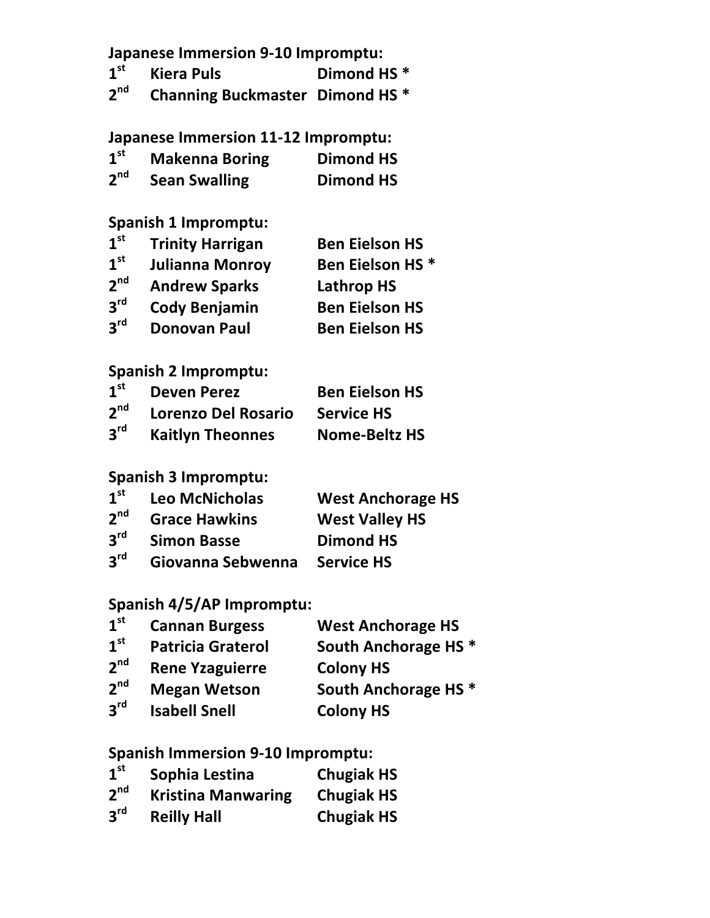**Japanese Immersion 9-10 Impromptu:**

| | | |
|---|---|---|
| 1st | Kiera Puls | Dimond HS * |
| 2nd | Channing Buckmaster | Dimond HS * |

**Japanese Immersion 11-12 Impromptu:**

| | | |
|---|---|---|
| 1st | Makenna Boring | Dimond HS |
| 2nd | Sean Swalling | Dimond HS |

**Spanish 1 Impromptu:**

| | | |
|---|---|---|
| 1st | Trinity Harrigan | Ben Eielson HS |
| 1st | Julianna Monroy | Ben Eielson HS * |
| 2nd | Andrew Sparks | Lathrop HS |
| 3rd | Cody Benjamin | Ben Eielson HS |
| 3rd | Donovan Paul | Ben Eielson HS |

**Spanish 2 Impromptu:**

| | | |
|---|---|---|
| 1st | Deven Perez | Ben Eielson HS |
| 2nd | Lorenzo Del Rosario | Service HS |
| 3rd | Kaitlyn Theonnes | Nome-Beltz HS |

**Spanish 3 Impromptu:**

| | | |
|---|---|---|
| 1st | Leo McNicholas | West Anchorage HS |
| 2nd | Grace Hawkins | West Valley HS |
| 3rd | Simon Basse | Dimond HS |
| 3rd | Giovanna Sebwenna | Service HS |

**Spanish 4/5/AP Impromptu:**

| | | |
|---|---|---|
| 1st | Cannan Burgess | West Anchorage HS |
| 1st | Patricia Graterol | South Anchorage HS * |
| 2nd | Rene Yzaguierre | Colony HS |
| 2nd | Megan Wetson | South Anchorage HS * |
| 3rd | Isabell Snell | Colony HS |

**Spanish Immersion 9-10 Impromptu:**

| | | |
|---|---|---|
| 1st | Sophia Lestina | Chugiak HS |
| 2nd | Kristina Manwaring | Chugiak HS |
| 3rd | Reilly Hall | Chugiak HS |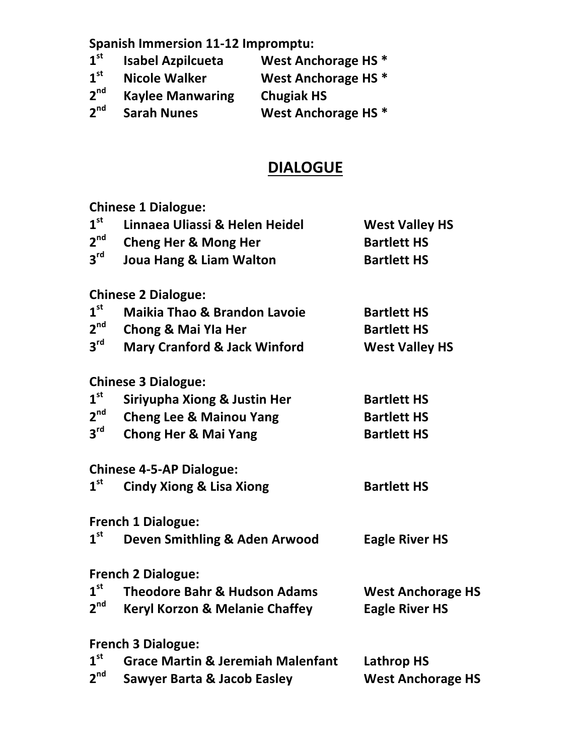**Spanish Immersion 11-12 Impromptu:**

| | | |
|---|---|---|
| 1st | Isabel Azpilcueta | West Anchorage HS * |
| 1st | Nicole Walker | West Anchorage HS * |
| 2nd | Kaylee Manwaring | Chugiak HS |
| 2nd | Sarah Nunes | West Anchorage HS * |

## DIALOGUE

**Chinese 1 Dialogue:**

| | | |
|---|---|---|
| 1st | Linnaea Uliassi & Helen Heidel | West Valley HS |
| 2nd | Cheng Her & Mong Her | Bartlett HS |
| 3rd | Joua Hang & Liam Walton | Bartlett HS |

**Chinese 2 Dialogue:**

| | | |
|---|---|---|
| 1st | Maikia Thao & Brandon Lavoie | Bartlett HS |
| 2nd | Chong & Mai Yla Her | Bartlett HS |
| 3rd | Mary Cranford & Jack Winford | West Valley HS |

**Chinese 3 Dialogue:**

| | | |
|---|---|---|
| 1st | Siriyupha Xiong & Justin Her | Bartlett HS |
| 2nd | Cheng Lee & Mainou Yang | Bartlett HS |
| 3rd | Chong Her & Mai Yang | Bartlett HS |

**Chinese 4-5-AP Dialogue:**

| | | |
|---|---|---|
| 1st | Cindy Xiong & Lisa Xiong | Bartlett HS |

**French 1 Dialogue:**

| | | |
|---|---|---|
| 1st | Deven Smithling & Aden Arwood | Eagle River HS |

**French 2 Dialogue:**

| | | |
|---|---|---|
| 1st | Theodore Bahr & Hudson Adams | West Anchorage HS |
| 2nd | Keryl Korzon & Melanie Chaffey | Eagle River HS |

**French 3 Dialogue:**

| | | |
|---|---|---|
| 1st | Grace Martin & Jeremiah Malenfant | Lathrop HS |
| 2nd | Sawyer Barta & Jacob Easley | West Anchorage HS |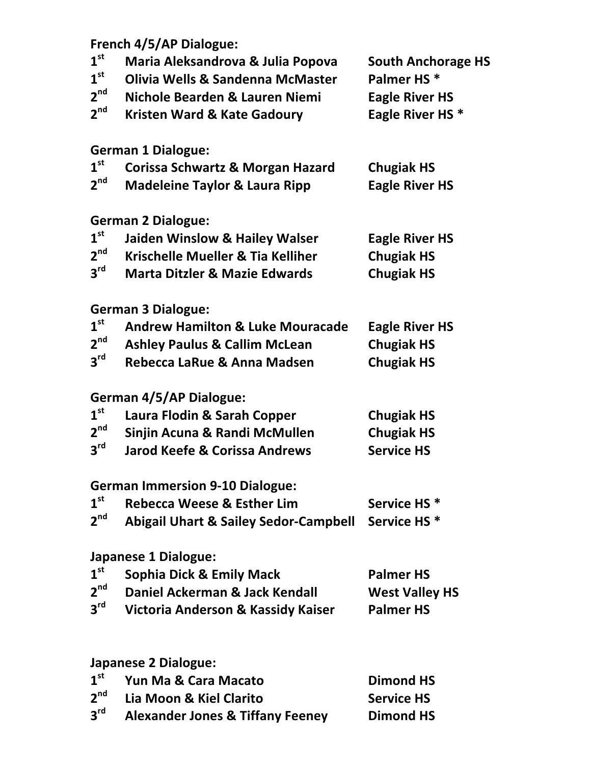**French 4/5/AP Dialogue:**

| | | |
|---|---|---|
| 1st | Maria Aleksandrova & Julia Popova | South Anchorage HS |
| 1st | Olivia Wells & Sandenna McMaster | Palmer HS * |
| 2nd | Nichole Bearden & Lauren Niemi | Eagle River HS |
| 2nd | Kristen Ward & Kate Gadoury | Eagle River HS * |

**German 1 Dialogue:**

| | | |
|---|---|---|
| 1st | Corissa Schwartz & Morgan Hazard | Chugiak HS |
| 2nd | Madeleine Taylor & Laura Ripp | Eagle River HS |

**German 2 Dialogue:**

| | | |
|---|---|---|
| 1st | Jaiden Winslow & Hailey Walser | Eagle River HS |
| 2nd | Krischelle Mueller & Tia Kelliher | Chugiak HS |
| 3rd | Marta Ditzler & Mazie Edwards | Chugiak HS |

**German 3 Dialogue:**

| | | |
|---|---|---|
| 1st | Andrew Hamilton & Luke Mouracade | Eagle River HS |
| 2nd | Ashley Paulus & Callim McLean | Chugiak HS |
| 3rd | Rebecca LaRue & Anna Madsen | Chugiak HS |

**German 4/5/AP Dialogue:**

| | | |
|---|---|---|
| 1st | Laura Flodin & Sarah Copper | Chugiak HS |
| 2nd | Sinjin Acuna & Randi McMullen | Chugiak HS |
| 3rd | Jarod Keefe & Corissa Andrews | Service HS |

**German Immersion 9-10 Dialogue:**

| | | |
|---|---|---|
| 1st | Rebecca Weese & Esther Lim | Service HS * |
| 2nd | Abigail Uhart & Sailey Sedor-Campbell | Service HS * |

**Japanese 1 Dialogue:**

| | | |
|---|---|---|
| 1st | Sophia Dick & Emily Mack | Palmer HS |
| 2nd | Daniel Ackerman & Jack Kendall | West Valley HS |
| 3rd | Victoria Anderson & Kassidy Kaiser | Palmer HS |

**Japanese 2 Dialogue:**

| | | |
|---|---|---|
| 1st | Yun Ma & Cara Macato | Dimond HS |
| 2nd | Lia Moon & Kiel Clarito | Service HS |
| 3rd | Alexander Jones & Tiffany Feeney | Dimond HS |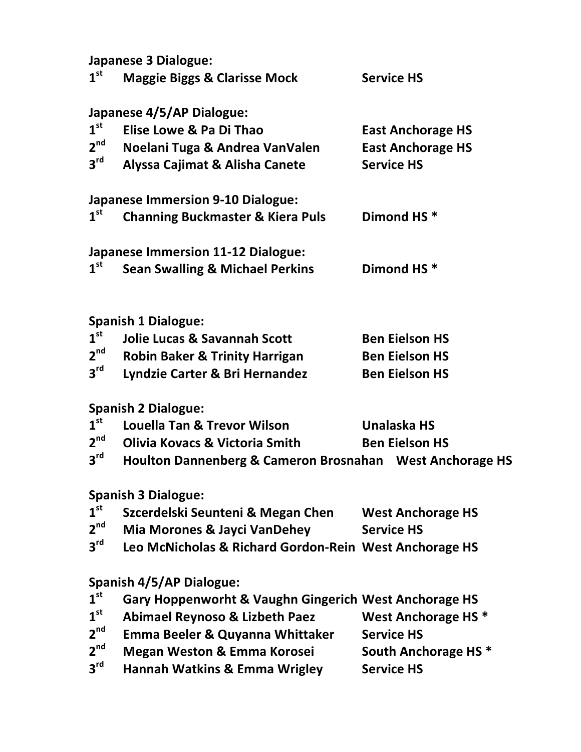**Japanese 3 Dialogue:**

| | | |
|---|---|---|
| **1st** | **Maggie Biggs & Clarisse Mock** | **Service HS** |

**Japanese 4/5/AP Dialogue:**

| | | |
|---|---|---|
| **1st** | **Elise Lowe & Pa Di Thao** | **East Anchorage HS** |
| **2nd** | **Noelani Tuga & Andrea VanValen** | **East Anchorage HS** |
| **3rd** | **Alyssa Cajimat & Alisha Canete** | **Service HS** |

**Japanese Immersion 9-10 Dialogue:**

| | | |
|---|---|---|
| **1st** | **Channing Buckmaster & Kiera Puls** | **Dimond HS *** |

**Japanese Immersion 11-12 Dialogue:**

| | | |
|---|---|---|
| **1st** | **Sean Swalling & Michael Perkins** | **Dimond HS *** |

**Spanish 1 Dialogue:**

| | | |
|---|---|---|
| **1st** | **Jolie Lucas & Savannah Scott** | **Ben Eielson HS** |
| **2nd** | **Robin Baker & Trinity Harrigan** | **Ben Eielson HS** |
| **3rd** | **Lyndzie Carter & Bri Hernandez** | **Ben Eielson HS** |

**Spanish 2 Dialogue:**

| | | |
|---|---|---|
| **1st** | **Louella Tan & Trevor Wilson** | **Unalaska HS** |
| **2nd** | **Olivia Kovacs & Victoria Smith** | **Ben Eielson HS** |
| **3rd** | **Houlton Dannenberg & Cameron Brosnahan** | **West Anchorage HS** |

**Spanish 3 Dialogue:**

| | | |
|---|---|---|
| **1st** | **Szcerdelski Seunteni & Megan Chen** | **West Anchorage HS** |
| **2nd** | **Mia Morones & Jayci VanDehey** | **Service HS** |
| **3rd** | **Leo McNicholas & Richard Gordon-Rein** | **West Anchorage HS** |

**Spanish 4/5/AP Dialogue:**

| | | |
|---|---|---|
| **1st** | **Gary Hoppenworht & Vaughn Gingerich** | **West Anchorage HS** |
| **1st** | **Abimael Reynoso & Lizbeth Paez** | **West Anchorage HS *** |
| **2nd** | **Emma Beeler & Quyanna Whittaker** | **Service HS** |
| **2nd** | **Megan Weston & Emma Korosei** | **South Anchorage HS *** |
| **3rd** | **Hannah Watkins & Emma Wrigley** | **Service HS** |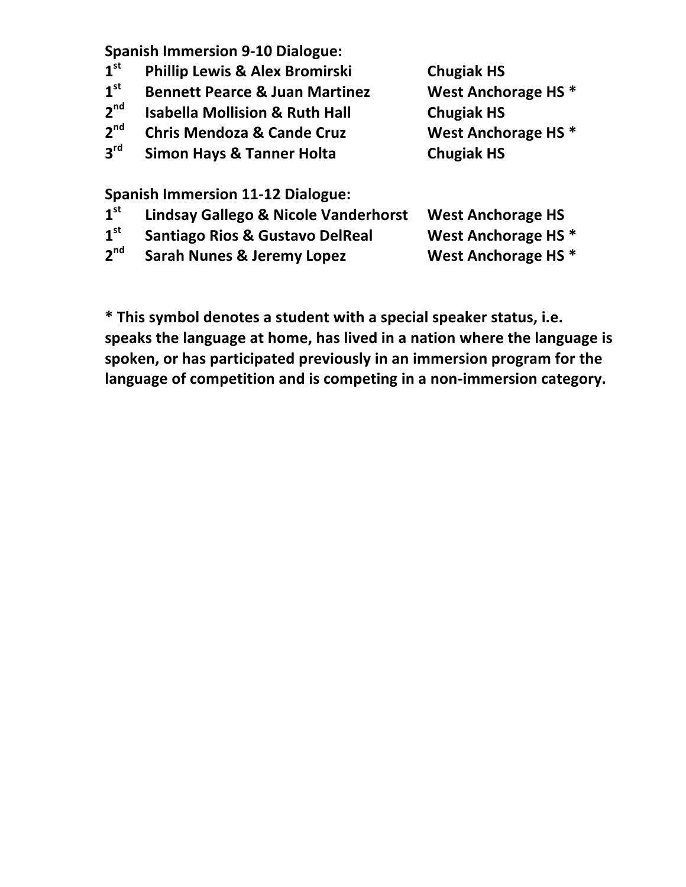**Spanish Immersion 9-10 Dialogue:**

| | | |
|---|---|---|
| **1st** | **Phillip Lewis & Alex Bromirski** | **Chugiak HS** |
| **1st** | **Bennett Pearce & Juan Martinez** | **West Anchorage HS *** |
| **2nd** | **Isabella Mollision & Ruth Hall** | **Chugiak HS** |
| **2nd** | **Chris Mendoza & Cande Cruz** | **West Anchorage HS *** |
| **3rd** | **Simon Hays & Tanner Holta** | **Chugiak HS** |

**Spanish Immersion 11-12 Dialogue:**

| | | |
|---|---|---|
| **1st** | **Lindsay Gallego & Nicole Vanderhorst** | **West Anchorage HS** |
| **1st** | **Santiago Rios & Gustavo DelReal** | **West Anchorage HS *** |
| **2nd** | **Sarah Nunes & Jeremy Lopez** | **West Anchorage HS *** |

**\* This symbol denotes a student with a special speaker status, i.e. speaks the language at home, has lived in a nation where the language is spoken, or has participated previously in an immersion program for the language of competition and is competing in a non-immersion category.**